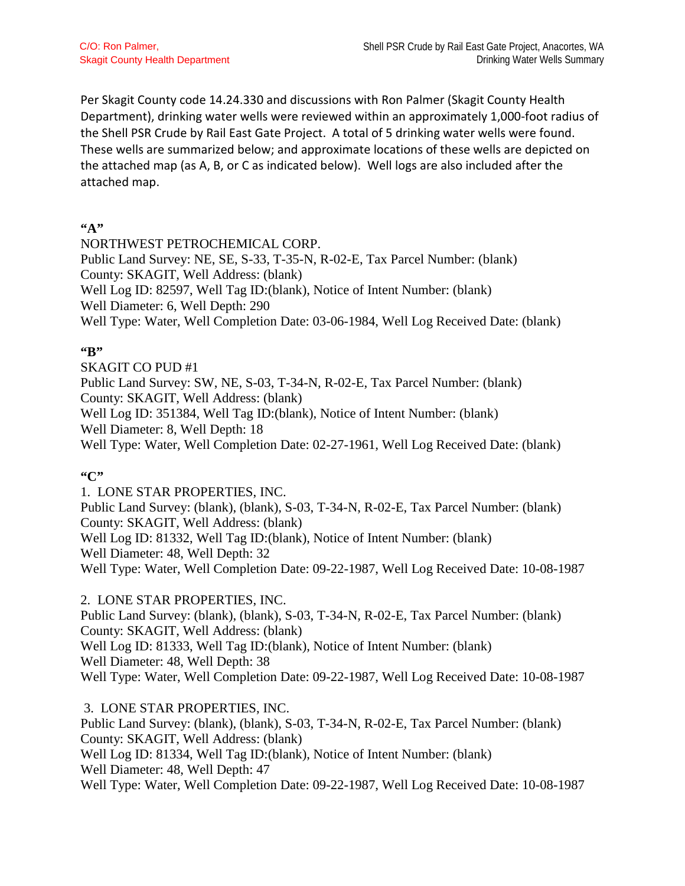Per Skagit County code 14.24.330 and discussions with Ron Palmer (Skagit County Health Department), drinking water wells were reviewed within an approximately 1,000-foot radius of the Shell PSR Crude by Rail East Gate Project. A total of 5 drinking water wells were found. These wells are summarized below; and approximate locations of these wells are depicted on the attached map (as A, B, or C as indicated below). Well logs are also included after the attached map.

**"A"**

NORTHWEST PETROCHEMICAL CORP.
Public Land Survey: NE, SE, S-33, T-35-N, R-02-E, Tax Parcel Number: (blank)
County: SKAGIT, Well Address: (blank)
Well Log ID: 82597, Well Tag ID:(blank), Notice of Intent Number: (blank)
Well Diameter: 6, Well Depth: 290
Well Type: Water, Well Completion Date: 03-06-1984, Well Log Received Date: (blank)

**"B"**

SKAGIT CO PUD #1
Public Land Survey: SW, NE, S-03, T-34-N, R-02-E, Tax Parcel Number: (blank)
County: SKAGIT, Well Address: (blank)
Well Log ID: 351384, Well Tag ID:(blank), Notice of Intent Number: (blank)
Well Diameter: 8, Well Depth: 18
Well Type: Water, Well Completion Date: 02-27-1961, Well Log Received Date: (blank)

**"C"**

1. LONE STAR PROPERTIES, INC.
Public Land Survey: (blank), (blank), S-03, T-34-N, R-02-E, Tax Parcel Number: (blank)
County: SKAGIT, Well Address: (blank)
Well Log ID: 81332, Well Tag ID:(blank), Notice of Intent Number: (blank)
Well Diameter: 48, Well Depth: 32
Well Type: Water, Well Completion Date: 09-22-1987, Well Log Received Date: 10-08-1987

2. LONE STAR PROPERTIES, INC.
Public Land Survey: (blank), (blank), S-03, T-34-N, R-02-E, Tax Parcel Number: (blank)
County: SKAGIT, Well Address: (blank)
Well Log ID: 81333, Well Tag ID:(blank), Notice of Intent Number: (blank)
Well Diameter: 48, Well Depth: 38
Well Type: Water, Well Completion Date: 09-22-1987, Well Log Received Date: 10-08-1987

3. LONE STAR PROPERTIES, INC.
Public Land Survey: (blank), (blank), S-03, T-34-N, R-02-E, Tax Parcel Number: (blank)
County: SKAGIT, Well Address: (blank)
Well Log ID: 81334, Well Tag ID:(blank), Notice of Intent Number: (blank)
Well Diameter: 48, Well Depth: 47
Well Type: Water, Well Completion Date: 09-22-1987, Well Log Received Date: 10-08-1987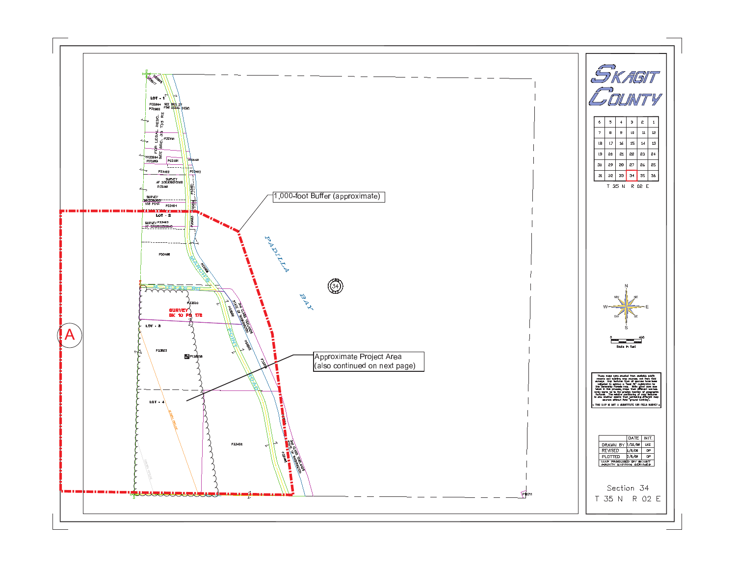SKAGIT COUNTY

| 6 | 5 | 4 | 3 | 2 | 1 |
|---|---|---|---|---|---|
| 7 | 8 | 9 | 10 | 11 | 12 |
| 18 | 17 | 16 | 15 | 14 | 13 |
| 19 | 20 | 21 | 22 | 23 | 24 |
| 30 | 29 | 28 | 27 | 26 | 25 |
| 31 | 32 | 33 | 34 | 35 | 36 |

T 35 N R 02 E

1,000-foot Buffer (approximate)

Approximate Project Area
(also continued on next page)

PADILLA BAY

A

LOT - 1

LOT - 2

LOT - 3

LOT - 4

SURVEY BK 10 PG 178

Scale in feet

| | DATE | INIT. |
|---|---|---|
| DRAWN BY | 1/25/96 | LKS |
| REVISED | 1/5/06 | DP |
| PLOTTED | 2/5/09 | DP |

MAP PRODUCED BY SKAGIT COUNTY MAPPING SERVICES

Section 34
T 35 N R 02 E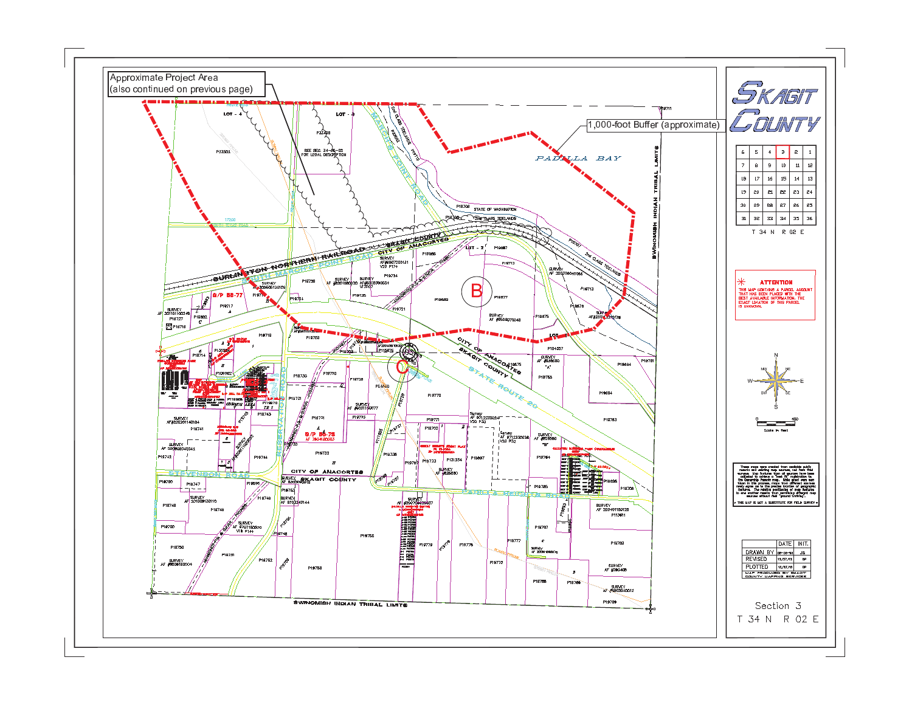Approximate Project Area
(also continued on previous page)

1,000-foot Buffer (approximate)

PADILLA BAY

B

C

# SKAGIT COUNTY

| 6 | 5 | 4 | 3 | 2 | 1 |
|---|---|---|---|---|---|
| 7 | 8 | 9 | 10 | 11 | 12 |
| 18 | 17 | 16 | 15 | 14 | 13 |
| 19 | 20 | 21 | 22 | 23 | 24 |
| 30 | 29 | 28 | 27 | 26 | 25 |
| 31 | 32 | 33 | 34 | 35 | 36 |

T 34 N R 02 E

**ATTENTION**

THIS MAP CONTAINS A PARCEL ACCOUNT THAT HAS BEEN PLACED WITH THE BEST AVAILABLE INFORMATION. THE EXACT LOCATION OF THIS PARCEL IS UNKNOWN.

Scale in feet: 0 — 400

These maps were created from available public records and existing map sources, not from field surveys. Map features from all sources have been adjusted to achieve a "best fit" registration to the Ownership Parcels map. While great care was taken in this process, maps from different sources rarely agree as to the precise location of geographic features. The relative positioning of map features to one another results from combining different map sources without field "ground truthing".

* THIS MAP IS NOT A SUBSTITUTE FOR FIELD SURVEY *

| | DATE | INIT. |
|---|---|---|
| DRAWN BY | 08-18-98 | JS |
| REVISED | 12/27/12 | DP |
| PLOTTED | 12/27/12 | DP |

MAP PRODUCED BY SKAGIT COUNTY MAPPING SERVICES

Section 3
T 34 N R 02 E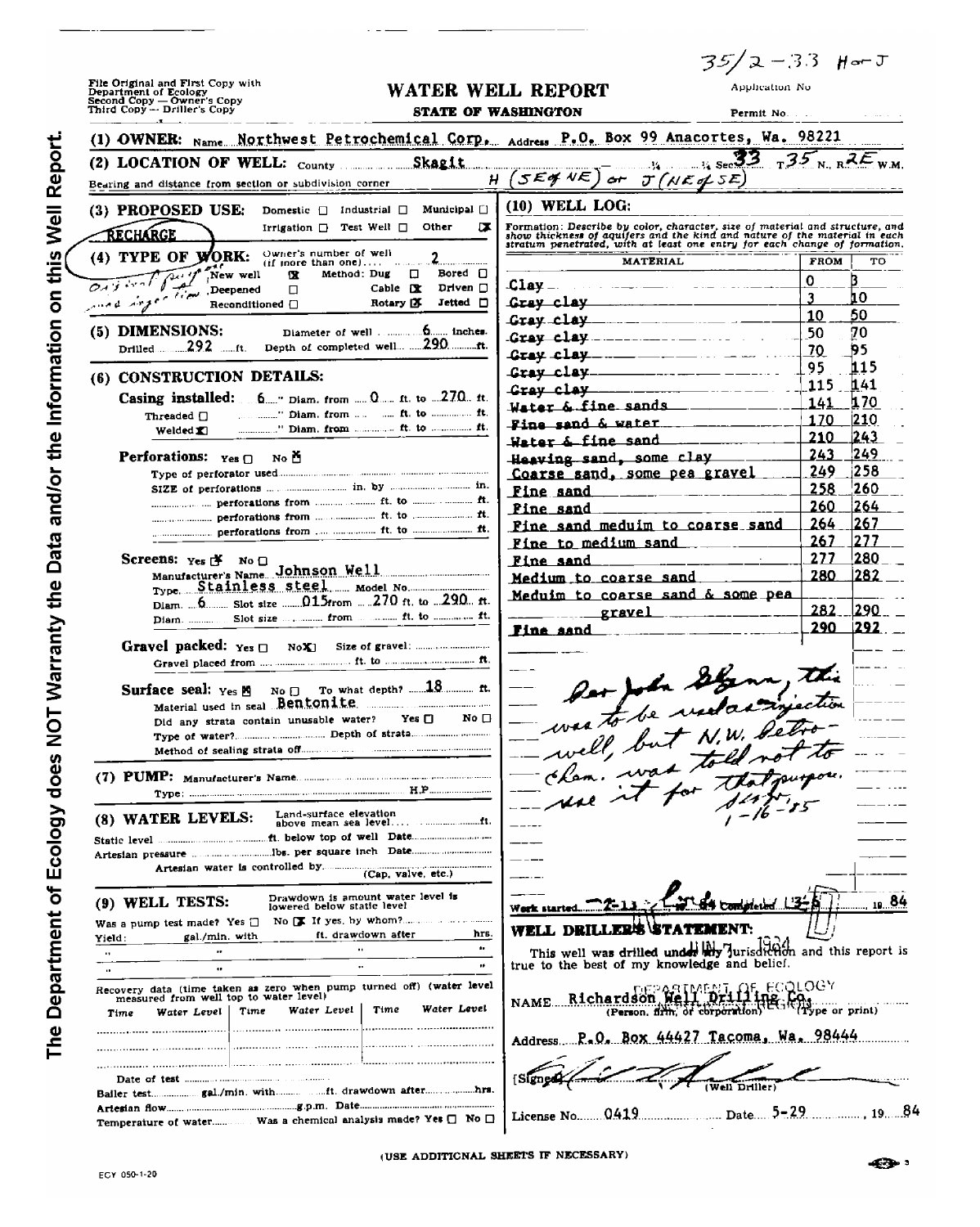The Department of Ecology does NOT Warranty the Data and/or the Information on this Well Report.

35/2-33 H or J

File Original and First Copy with Department of Ecology
Second Copy — Owner's Copy
Third Copy — Driller's Copy

# WATER WELL REPORT

**STATE OF WASHINGTON**

Application No
Permit No

**(1) OWNER:** Name Northwest Petrochemical Corp. Address P.O. Box 99 Anacortes, Wa. 98221

**(2) LOCATION OF WELL:** County Skagit ¼ ¼ Sec 33 T 35 N., R 2E W.M.

Bearing and distance from section or subdivision corner H (SE of NE) or J (NE of SE)

**(3) PROPOSED USE:** Domestic ☐ Industrial ☐ Municipal ☐ Irrigation ☐ Test Well ☐ Other ☒ RECHARGE

**(4) TYPE OF WORK:** Owner's number of well (if more than one) 2
Original purpose and injection
New well ☒ Method: Dug ☐ Bored ☐
Deepened ☐ Cable ☒ Driven ☐
Reconditioned ☐ Rotary ☒ Jetted ☐

**(5) DIMENSIONS:** Diameter of well 6 inches.
Drilled 292 ft. Depth of completed well 290 ft.

**(6) CONSTRUCTION DETAILS:**

**Casing installed:** 6" Diam. from 0 ft. to 270 ft.
Threaded ☐ " Diam. from ft. to ft.
Welded ☒ " Diam. from ft. to ft.

**Perforations:** Yes ☐ No ☒
Type of perforator used
SIZE of perforations in. by in.
perforations from ft. to ft.
perforations from ft. to ft.
perforations from ft. to ft.

**Screens:** Yes ☒ No ☐
Manufacturer's Name Johnson Well
Type Stainless steel Model No.
Diam. 6 Slot size .015 from 270 ft. to 290 ft.
Diam. Slot size from ft. to ft.

**Gravel packed:** Yes ☐ No ☒ Size of gravel:
Gravel placed from ft. to ft.

**Surface seal:** Yes ☒ No ☐ To what depth? 18 ft.
Material used in seal Bentonite
Did any strata contain unusable water? Yes ☐ No ☐
Type of water? Depth of strata
Method of sealing strata off

**(7) PUMP:** Manufacturer's Name
Type: H.P.

**(8) WATER LEVELS:** Land-surface elevation above mean sea level ft.
Static level ft. below top of well Date
Artesian pressure lbs. per square inch Date
Artesian water is controlled by (Cap, valve, etc.)

**(9) WELL TESTS:** Drawdown is amount water level is lowered below static level
Was a pump test made? Yes ☐ No ☒ If yes, by whom?
Yield: gal./min. with ft. drawdown after hrs.

Recovery data (time taken as zero when pump turned off) (water level measured from well top to water level)

| Time | Water Level | Time | Water Level | Time | Water Level |
|---|---|---|---|---|---|
| | | | | | |

Date of test
Bailer test gal./min. with ft. drawdown after hrs.
Artesian flow g.p.m. Date
Temperature of water Was a chemical analysis made? Yes ☐ No ☐

**(10) WELL LOG:**

Formation: Describe by color, character, size of material and structure, and show thickness of aquifers and the kind and nature of the material in each stratum penetrated, with at least one entry for each change of formation.

| MATERIAL | FROM | TO |
|---|---|---|
| Clay | 0 | 3 |
| Gray clay | 3 | 10 |
| Gray clay | 10 | 50 |
| Gray clay | 50 | 70 |
| Gray clay | 70 | 95 |
| Gray clay | 95 | 115 |
| Gray clay | 115 | 141 |
| Water & fine sands | 141 | 170 |
| Fine sand & water | 170 | 210 |
| Water & fine sand | 210 | 243 |
| Heaving sand, some clay | 243 | 249 |
| Coarse sand, some pea gravel | 249 | 258 |
| Fine sand | 258 | 260 |
| Fine sand | 260 | 264 |
| Fine sand meduim to coarse sand | 264 | 267 |
| Fine to medium sand | 267 | 277 |
| Fine sand | 277 | 280 |
| Medium to coarse sand | 280 | 282 |
| Meduim to coarse sand & some pea gravel | 282 | 290 |
| Fine sand | 290 | 292 |

Per John Glenn, this was to be used as injection well, but N.W. Petro-chem. was told not to use it for that purpose. 1-16-85

Work started 2-11 19 84 Completed 3-8 19 84

**WELL DRILLER'S STATEMENT:**

This well was drilled under my jurisdiction and this report is true to the best of my knowledge and belief.

NAME Richardson Well Drilling Co. (Person, firm, or corporation) (Type or print)

Address P.O. Box 44427 Tacoma, Wa. 98444

[Signed] (Well Driller)

License No. 0419 Date 5-29, 19 84

(USE ADDITIONAL SHEETS IF NECESSARY)

ECY 050-1-20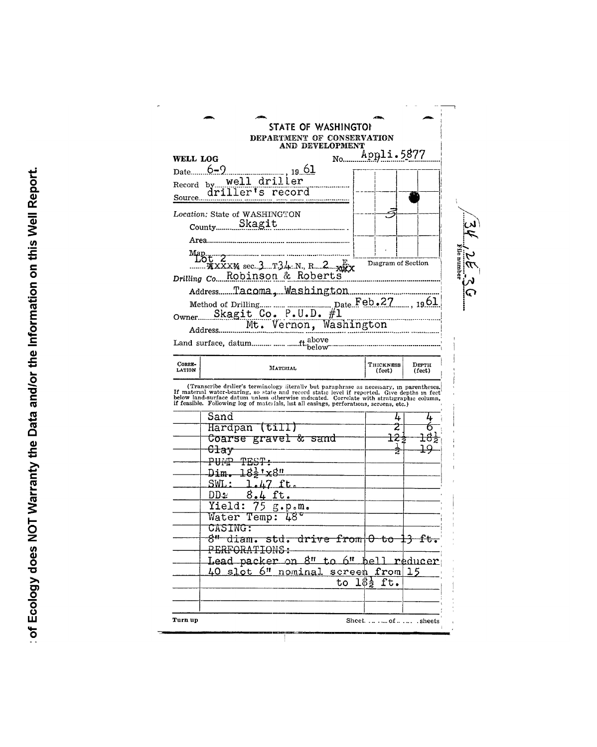: of Ecology does NOT Warranty the Data and/or the Information on this Well Report.

STATE OF WASHINGTON
DEPARTMENT OF CONSERVATION AND DEVELOPMENT

**WELL LOG** No. Appli.5877

Date 6-9, 1961

Record by well driller

Source driller's record

*Location:* State of WASHINGTON

County Skagit

Area

Map Lot 2 sec. 3 T.34 N., R. 2 E.

Diagram of Section

File number 34/2E-3G

*Drilling Co.* Robinson & Roberts

Address Tacoma, Washington

Method of Drilling ... Date Feb.27, 1961

Owner Skagit Co. P.U.D. #1

Address Mt. Vernon, Washington

Land surface, datum ... ft. above/below

| CORRELATION | MATERIAL | THICKNESS (feet) | DEPTH (feet) |
|---|---|---|---|
| | (Transcribe driller's terminology literally but paraphrase as necessary, in parentheses. If material water-bearing, so state and record static level if reported. Give depths in feet below land-surface datum unless otherwise indicated. Correlate with stratigraphic column, if feasible. Following log of materials, list all casings, perforations, screens, etc.) | | |
| | Sand | 4 | 4 |
| | Hardpan (till) | 2 | 6 |
| | Coarse gravel & sand | 12½ | 18½ |
| | Clay | ½ | 19 |
| | PUMP TEST: | | |
| | Dim. 18½'x8" | | |
| | SWL: 1.47 ft. | | |
| | DD: 8.4 ft. | | |
| | Yield: 75 g.p.m. | | |
| | Water Temp: 48° | | |
| | CASING: | | |
| | 8" diam. std. drive from 0 to 13 ft. | | |
| | PERFORATIONS: | | |
| | Lead packer on 8" to 6" bell reducer | | |
| | 40 slot 6" nominal screen from 15 to 18½ ft. | | |

Turn up Sheet ... of ... sheets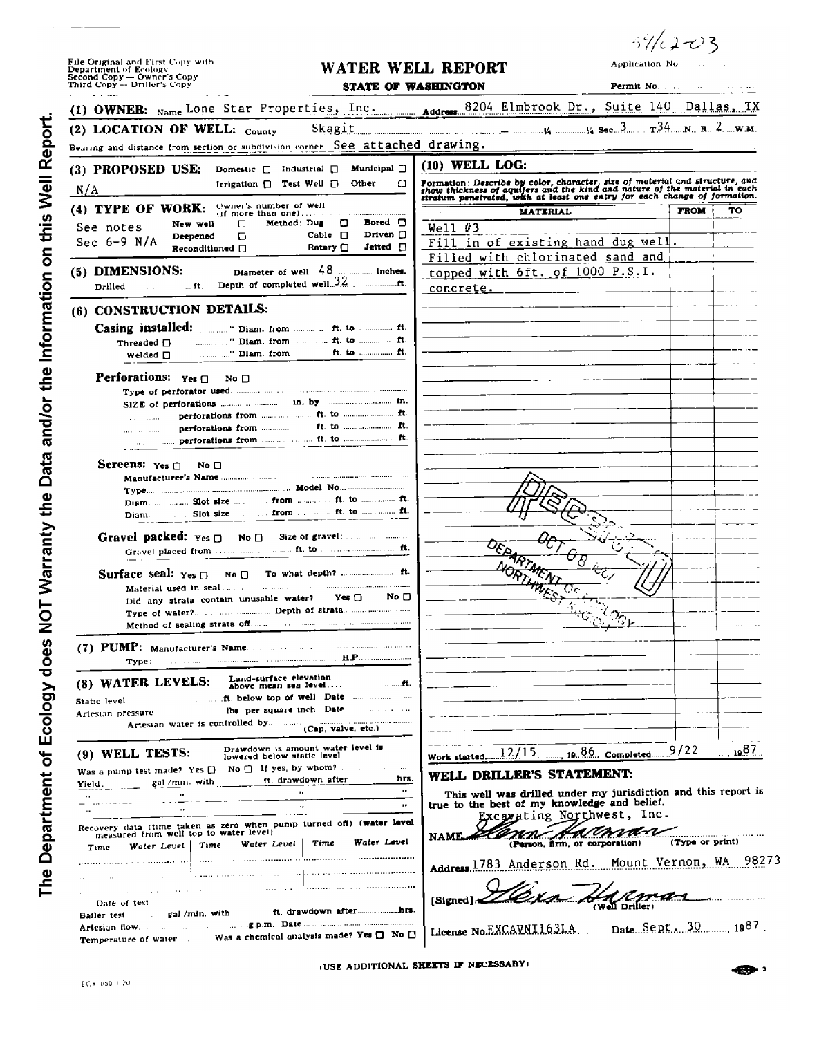31/2-03

The Department of Ecology does NOT Warranty the Data and/or the Information on this Well Report.

File Original and First Copy with Department of Ecology
Second Copy — Owner's Copy
Third Copy — Driller's Copy

# WATER WELL REPORT

**STATE OF WASHINGTON**

Application No. ............

Permit No. ............

**(1) OWNER:** Name Lone Star Properties, Inc. Address 8204 Elmbrook Dr., Suite 140 Dallas, TX

**(2) LOCATION OF WELL:** County Skagit ........ ¼ ........ ¼ Sec. 3 T 34 N., R. 2 W.M.

Bearing and distance from section or subdivision corner See attached drawing.

**(3) PROPOSED USE:** Domestic ☐ Industrial ☐ Municipal ☐ Irrigation ☐ Test Well ☐ Other ☐

N/A

**(4) TYPE OF WORK:** Owner's number of well (if more than one) ........

See notes Sec 6-9 N/A

New well ☐ Method: Dug ☐ Bored ☐
Deepened ☐ Cable ☐ Driven ☐
Reconditioned ☐ Rotary ☐ Jetted ☐

**(5) DIMENSIONS:** Diameter of well 48 inches.
Drilled ........ ft. Depth of completed well 32 ft.

**(6) CONSTRUCTION DETAILS:**

**Casing installed:** ........" Diam. from ........ ft. to ........ ft.
Threaded ☐ ........" Diam. from ........ ft. to ........ ft.
Welded ☐ ........" Diam. from ........ ft. to ........ ft.

**Perforations:** Yes ☐ No ☐
Type of perforator used ........
SIZE of perforations ........ in. by ........ in.
........ perforations from ........ ft. to ........ ft.
........ perforations from ........ ft. to ........ ft.
........ perforations from ........ ft. to ........ ft.

**Screens:** Yes ☐ No ☐
Manufacturer's Name ........
Type ........ Model No. ........
Diam. ........ Slot size ........ from ........ ft. to ........ ft.
Diam. ........ Slot size ........ from ........ ft. to ........ ft.

**Gravel packed:** Yes ☐ No ☐ Size of gravel: ........
Gravel placed from ........ ft. to ........ ft.

**Surface seal:** Yes ☐ No ☐ To what depth? ........ ft.
Material used in seal ........
Did any strata contain unusable water? Yes ☐ No ☐
Type of water? ........ Depth of strata ........
Method of sealing strata off ........

**(7) PUMP:** Manufacturer's Name ........
Type: ........ H.P. ........

**(8) WATER LEVELS:** Land-surface elevation above mean sea level ........ ft.
Static level ........ ft. below top of well Date ........
Artesian pressure ........ lbs. per square inch Date ........
Artesian water is controlled by ........ (Cap, valve, etc.)

**(9) WELL TESTS:** Drawdown is amount water level is lowered below static level
Was a pump test made? Yes ☐ No ☐ If yes, by whom? ........
Yield: ........ gal./min. with ........ ft. drawdown after ........ hrs.

Recovery data (time taken as zero when pump turned off) (water level measured from well top to water level)

| Time | Water Level | Time | Water Level | Time | Water Level |
|---|---|---|---|---|---|
| | | | | | |

Date of test ........
Bailer test ........ gal./min. with ........ ft. drawdown after ........ hrs.
Artesian flow ........ g.p.m. Date ........
Temperature of water ........ Was a chemical analysis made? Yes ☐ No ☐

**(10) WELL LOG:**

*Formation: Describe by color, character, size of material and structure, and show thickness of aquifers and the kind and nature of the material in each stratum penetrated, with at least one entry for each change of formation.*

| MATERIAL | FROM | TO |
|---|---|---|
| Well #3 | | |
| Fill in of existing hand dug well. | | |
| Filled with chlorinated sand and | | |
| topped with 6ft. of 1000 P.S.I. | | |
| concrete. | | |

RECEIVED OCT 08 1987 DEPARTMENT OF ECOLOGY NORTHWEST REGION

Work started 12/15, 19 86. Completed 9/22, 19 87

**WELL DRILLER'S STATEMENT:**

This well was drilled under my jurisdiction and this report is true to the best of my knowledge and belief.

NAME Excavating Northwest, Inc. (Person, firm, or corporation) (Type or print)

Address 1783 Anderson Rd. Mount Vernon, WA 98273

[Signed] Glenn Harman (Well Driller)

License No. EXCAVNI163LA Date Sept. 30, 19 87

(USE ADDITIONAL SHEETS IF NECESSARY)

ECY 050-1-20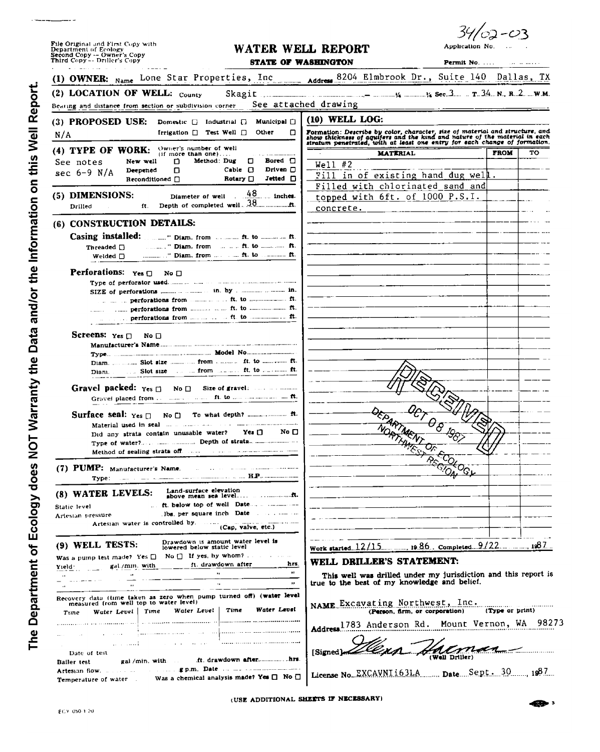File Original and First Copy with Department of Ecology
Second Copy -- Owner's Copy
Third Copy -- Driller's Copy

# WATER WELL REPORT

**STATE OF WASHINGTON**

Application No. 34/02-03

Permit No. ....

**(1) OWNER:** Name Lone Star Properties, Inc Address 8204 Elmbrook Dr., Suite 140 Dallas, TX

**(2) LOCATION OF WELL:** County Skagit ..... ¼ ..... ¼ Sec. 3 T. 34 N., R. 2 W.M.

Bearing and distance from section or subdivision corner: See attached drawing

**(3) PROPOSED USE:** Domestic ☐ Industrial ☐ Municipal ☐ Irrigation ☐ Test Well ☐ Other ☐
N/A

**(4) TYPE OF WORK:** Owner's number of well (if more than one) .....
See notes sec 6-9 N/A
New well ☐ Method: Dug ☐ Bored ☐
Deepened ☐ Cable ☐ Driven ☐
Reconditioned ☐ Rotary ☐ Jetted ☐

**(5) DIMENSIONS:** Diameter of well 48 inches.
Drilled ..... ft. Depth of completed well 38 ft.

**(6) CONSTRUCTION DETAILS:**

**Casing installed:** .....″ Diam. from ..... ft. to ..... ft.
Threaded ☐ .....″ Diam. from ..... ft. to ..... ft.
Welded ☐ .....″ Diam. from ..... ft. to ..... ft.

**Perforations:** Yes ☐ No ☐
Type of perforator used .....
SIZE of perforations ..... in. by ..... in.
..... perforations from ..... ft. to ..... ft.
..... perforations from ..... ft. to ..... ft.
..... perforations from ..... ft. to ..... ft.

**Screens:** Yes ☐ No ☐
Manufacturer's Name .....
Type ..... Model No. .....
Diam. ..... Slot size ..... from ..... ft. to ..... ft.
Diam. ..... Slot size ..... from ..... ft. to ..... ft.

**Gravel packed:** Yes ☐ No ☐ Size of gravel: .....
Gravel placed from ..... ft. to ..... ft.

**Surface seal:** Yes ☐ No ☐ To what depth? ..... ft.
Material used in seal .....
Did any strata contain unusable water? Yes ☐ No ☐
Type of water? ..... Depth of strata .....
Method of sealing strata off .....

**(7) PUMP:** Manufacturer's Name .....
Type: ..... H.P. .....

**(8) WATER LEVELS:** Land-surface elevation above mean sea level ..... ft.
Static level ..... ft. below top of well Date .....
Artesian pressure ..... lbs. per square inch Date .....
Artesian water is controlled by ..... (Cap, valve, etc.)

**(9) WELL TESTS:** Drawdown is amount water level is lowered below static level
Was a pump test made? Yes ☐ No ☐ If yes, by whom? .....
Yield: ..... gal./min. with ..... ft. drawdown after ..... hrs.

Recovery data (time taken as zero when pump turned off) (water level measured from well top to water level)

| Time | Water Level | Time | Water Level | Time | Water Level |
|---|---|---|---|---|---|
| | | | | | |

Date of test .....
Bailer test ..... gal./min. with ..... ft. drawdown after ..... hrs.
Artesian flow ..... g.p.m. Date .....
Temperature of water ..... Was a chemical analysis made? Yes ☐ No ☐

**(10) WELL LOG:**

*Formation: Describe by color, character, size of material and structure, and show thickness of aquifers and the kind and nature of the material in each stratum penetrated, with at least one entry for each change of formation.*

| MATERIAL | FROM | TO |
|---|---|---|
| Well #2 | | |
| Fill in of existing hand dug well. | | |
| Filled with chlorinated sand and | | |
| topped with 6ft. of 1000 P.S.I. | | |
| concrete. | | |

RECEIVED
OCT 08 1987
DEPARTMENT OF ECOLOGY
NORTHWEST REGION

Work started 12/15, 19 86. Completed 9/22, 19 87

**WELL DRILLER'S STATEMENT:**

This well was drilled under my jurisdiction and this report is true to the best of my knowledge and belief.

NAME Excavating Northwest, Inc. (Person, firm, or corporation) (Type or print)

Address 1783 Anderson Rd. Mount Vernon, WA 98273

[Signed] Glenn Hatman (Well Driller)

License No. EXCAVNI163LA Date Sept. 30, 19 87

(USE ADDITIONAL SHEETS IF NECESSARY)

ECY 050-1-20

The Department of Ecology does NOT Warranty the Data and/or the Information on this Well Report.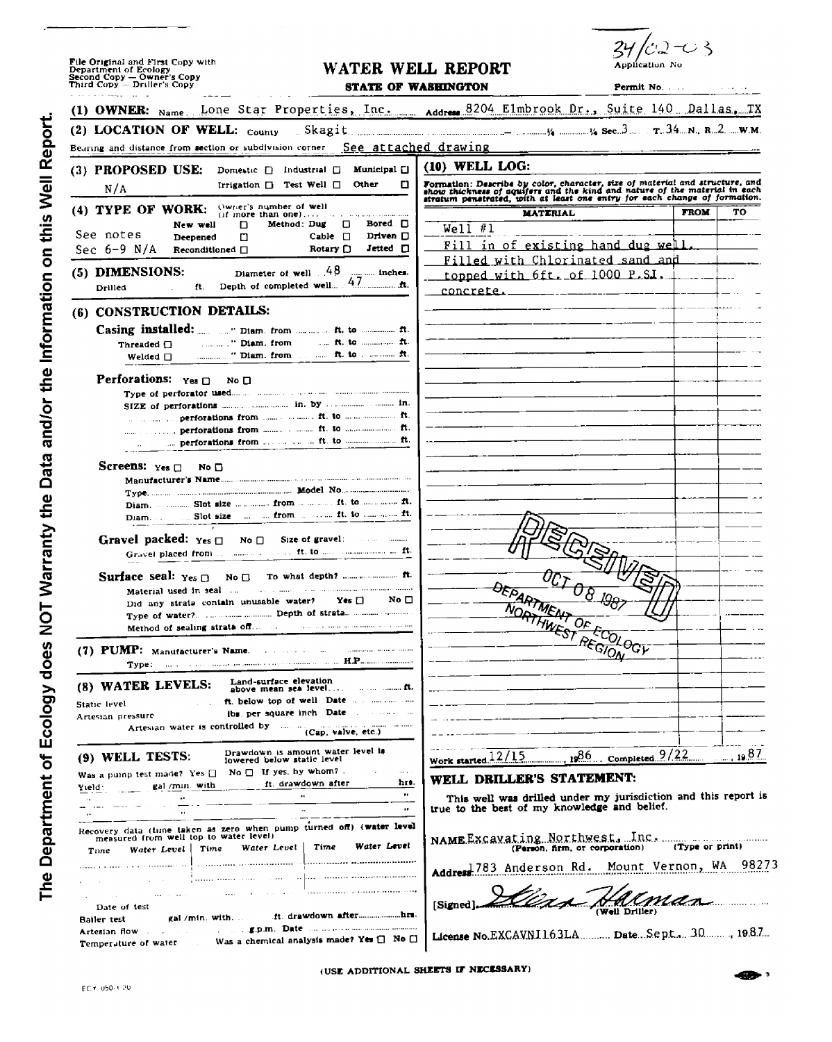The Department of Ecology does NOT Warranty the Data and/or the Information on this Well Report.

File Original and First Copy with Department of Ecology
Second Copy — Owner's Copy
Third Copy — Driller's Copy

# WATER WELL REPORT

**STATE OF WASHINGTON**

34/02-03
Application No.

Permit No. ....

**(1) OWNER:** Name Lone Star Properties, Inc. Address 8204 Elmbrook Dr., Suite 140 Dallas, TX

**(2) LOCATION OF WELL:** County Skagit ¼ ¼ Sec. 3 T. 34 N., R. 2 W.M.

Bearing and distance from section or subdivision corner See attached drawing

**(3) PROPOSED USE:** Domestic ☐ Industrial ☐ Municipal ☐ Irrigation ☐ Test Well ☐ Other ☐

N/A

**(4) TYPE OF WORK:** Owner's number of well (if more than one) ....

New well ☐ Method: Dug ☐ Bored ☐
Deepened ☐ Cable ☐ Driven ☐
Reconditioned ☐ Rotary ☐ Jetted ☐

See notes
Sec 6-9 N/A

**(5) DIMENSIONS:** Diameter of well 48 inches.
Drilled ft. Depth of completed well 47 ft.

**(6) CONSTRUCTION DETAILS:**

**Casing installed:** " Diam. from ft. to ft.
Threaded ☐ " Diam. from ft. to ft.
Welded ☐ " Diam. from ft. to ft.

**Perforations:** Yes ☐ No ☐
Type of perforator used
SIZE of perforations in. by in.
perforations from ft. to ft.
perforations from ft. to ft.
perforations from ft. to ft.

**Screens:** Yes ☐ No ☐
Manufacturer's Name
Type Model No.
Diam. Slot size from ft. to ft.
Diam. Slot size from ft. to ft.

**Gravel packed:** Yes ☐ No ☐ Size of gravel:
Gravel placed from ft. to ft.

**Surface seal:** Yes ☐ No ☐ To what depth? ft.
Material used in seal
Did any strata contain unusable water? Yes ☐ No ☐
Type of water? Depth of strata
Method of sealing strata off

**(7) PUMP:** Manufacturer's Name
Type: H.P.

**(8) WATER LEVELS:** Land-surface elevation above mean sea level ft.
Static level ft. below top of well Date
Artesian pressure lbs. per square inch Date
Artesian water is controlled by (Cap, valve, etc.)

**(9) WELL TESTS:** Drawdown is amount water level is lowered below static level
Was a pump test made? Yes ☐ No ☐ If yes, by whom?
Yield: gal./min. with ft. drawdown after hrs.

Recovery data (time taken as zero when pump turned off) (water level measured from well top to water level)

| Time | Water Level | Time | Water Level | Time | Water Level |
|---|---|---|---|---|---|
| | | | | | |

Date of test
Bailer test gal./min. with ft. drawdown after hrs.
Artesian flow g.p.m. Date
Temperature of water Was a chemical analysis made? Yes ☐ No ☐

**(10) WELL LOG:**

*Formation: Describe by color, character, size of material and structure, and show thickness of aquifers and the kind and nature of the material in each stratum penetrated, with at least one entry for each change of formation.*

| MATERIAL | FROM | TO |
|---|---|---|
| Well #1 | | |
| Fill in of existing hand dug well. | | |
| Filled with Chlorinated sand and topped with 6ft. of 1000 P.SI. concrete. | | |

RECEIVED
OCT 08 1987
DEPARTMENT OF ECOLOGY
NORTHWEST REGION

Work started 12/15, 1986. Completed 9/22, 1987

**WELL DRILLER'S STATEMENT:**

This well was drilled under my jurisdiction and this report is true to the best of my knowledge and belief.

NAME Excavating Northwest, Inc. (Person, firm, or corporation) (Type or print)

Address 1783 Anderson Rd. Mount Vernon, WA 98273

[Signed] [signature] (Well Driller)

License No. EXCAVNI163LA Date Sept. 30, 1987

(USE ADDITIONAL SHEETS IF NECESSARY)

ECY 050-1-20